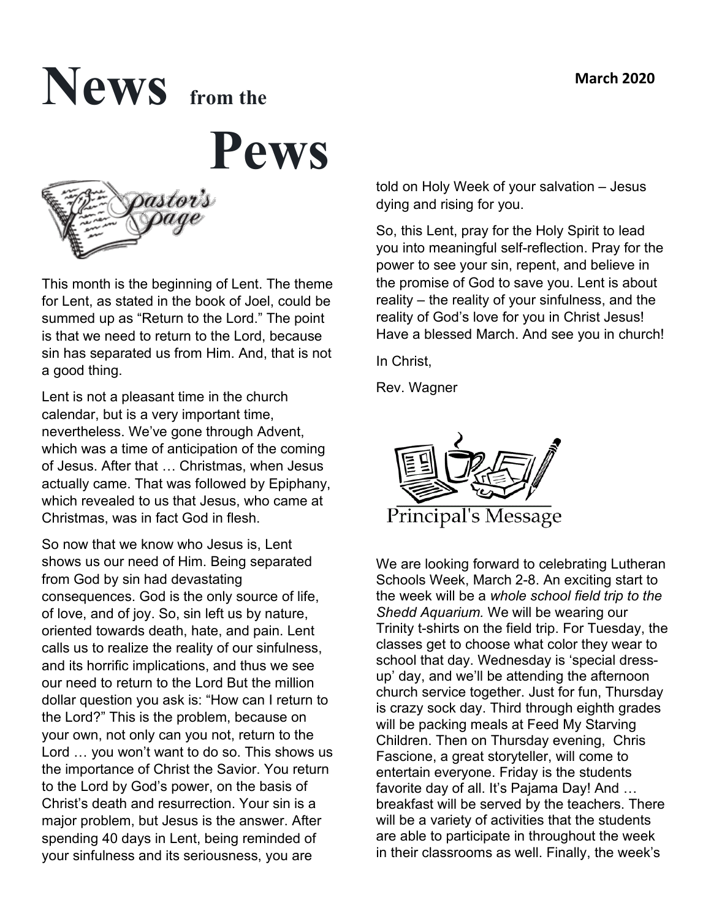# News from the Pews

March 2020

## Pastor's Page

This month is the beginning of Lent. The theme for Lent, as stated in the book of Joel, could be summed up as "Return to the Lord." The point is that we need to return to the Lord, because sin has separated us from Him. And, that is not a good thing.

Lent is not a pleasant time in the church calendar, but is a very important time, nevertheless. We've gone through Advent, which was a time of anticipation of the coming of Jesus. After that … Christmas, when Jesus actually came. That was followed by Epiphany, which revealed to us that Jesus, who came at Christmas, was in fact God in flesh.

So now that we know who Jesus is, Lent shows us our need of Him. Being separated from God by sin had devastating consequences. God is the only source of life, of love, and of joy. So, sin left us by nature, oriented towards death, hate, and pain. Lent calls us to realize the reality of our sinfulness, and its horrific implications, and thus we see our need to return to the Lord But the million dollar question you ask is: "How can I return to the Lord?" This is the problem, because on your own, not only can you not, return to the Lord … you won't want to do so. This shows us the importance of Christ the Savior. You return to the Lord by God's power, on the basis of Christ's death and resurrection. Your sin is a major problem, but Jesus is the answer. After spending 40 days in Lent, being reminded of your sinfulness and its seriousness, you are told on Holy Week of your salvation – Jesus dying and rising for you.

So, this Lent, pray for the Holy Spirit to lead you into meaningful self-reflection. Pray for the power to see your sin, repent, and believe in the promise of God to save you. Lent is about reality – the reality of your sinfulness, and the reality of God's love for you in Christ Jesus! Have a blessed March. And see you in church!

In Christ,

Rev. Wagner

## Principal's Message

We are looking forward to celebrating Lutheran Schools Week, March 2-8. An exciting start to the week will be a *whole school field trip to the Shedd Aquarium.* We will be wearing our Trinity t-shirts on the field trip. For Tuesday, the classes get to choose what color they wear to school that day. Wednesday is 'special dress-up' day, and we'll be attending the afternoon church service together. Just for fun, Thursday is crazy sock day. Third through eighth grades will be packing meals at Feed My Starving Children. Then on Thursday evening, Chris Fascione, a great storyteller, will come to entertain everyone. Friday is the students favorite day of all. It's Pajama Day! And … breakfast will be served by the teachers. There will be a variety of activities that the students are able to participate in throughout the week in their classrooms as well. Finally, the week's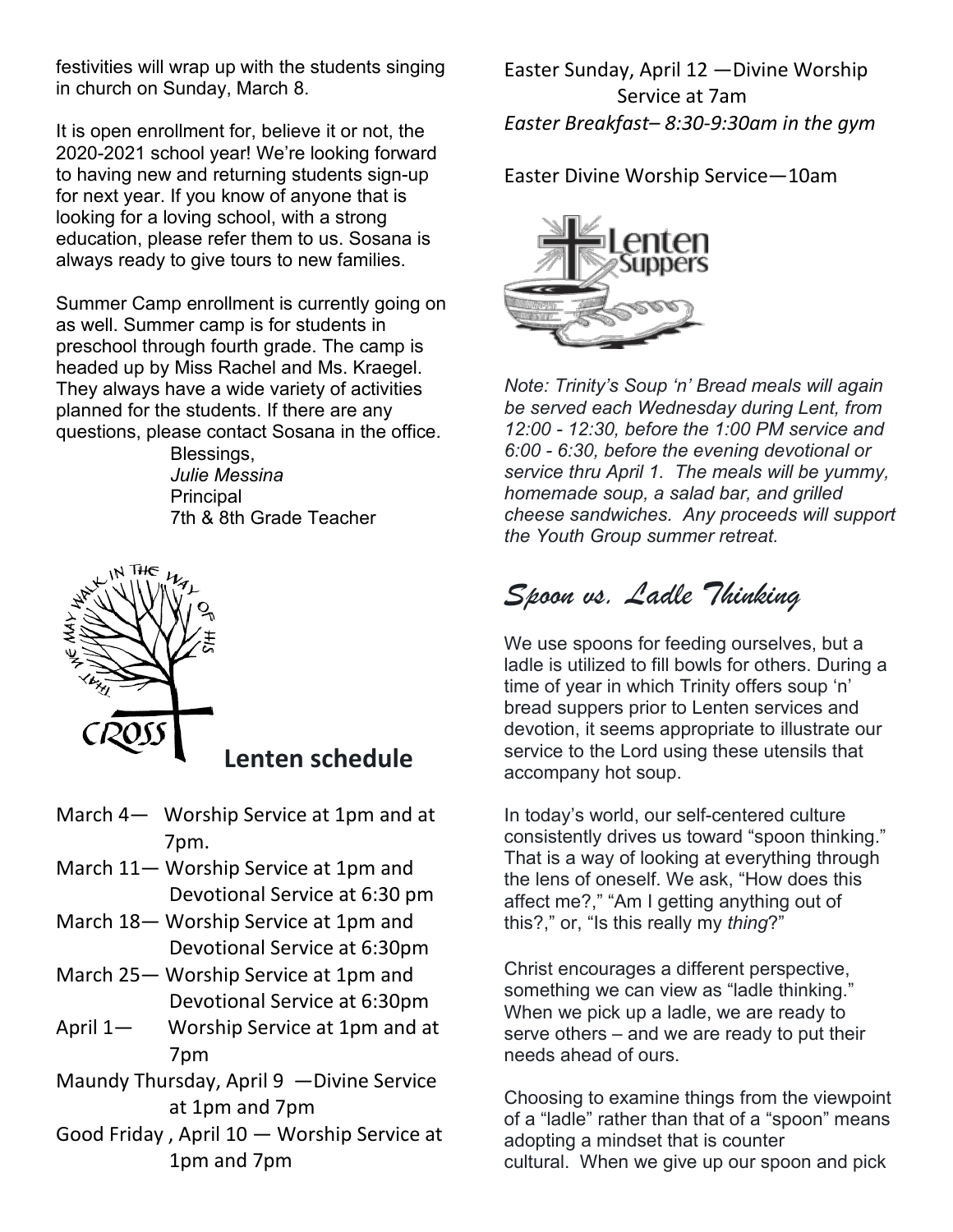festivities will wrap up with the students singing in church on Sunday, March 8.

It is open enrollment for, believe it or not, the 2020-2021 school year! We're looking forward to having new and returning students sign-up for next year. If you know of anyone that is looking for a loving school, with a strong education, please refer them to us. Sosana is always ready to give tours to new families.

Summer Camp enrollment is currently going on as well. Summer camp is for students in preschool through fourth grade. The camp is headed up by Miss Rachel and Ms. Kraegel. They always have a wide variety of activities planned for the students. If there are any questions, please contact Sosana in the office.

Blessings,
*Julie Messina*
Principal
7th & 8th Grade Teacher

## Lenten schedule

- March 4— Worship Service at 1pm and at 7pm.
- March 11— Worship Service at 1pm and Devotional Service at 6:30 pm
- March 18— Worship Service at 1pm and Devotional Service at 6:30pm
- March 25— Worship Service at 1pm and Devotional Service at 6:30pm
- April 1— Worship Service at 1pm and at 7pm
- Maundy Thursday, April 9 —Divine Service at 1pm and 7pm
- Good Friday , April 10 — Worship Service at 1pm and 7pm

Easter Sunday, April 12 —Divine Worship Service at 7am

*Easter Breakfast– 8:30-9:30am in the gym*

Easter Divine Worship Service—10am

*Note: Trinity's Soup 'n' Bread meals will again be served each Wednesday during Lent, from 12:00 - 12:30, before the 1:00 PM service and 6:00 - 6:30, before the evening devotional or service thru April 1. The meals will be yummy, homemade soup, a salad bar, and grilled cheese sandwiches. Any proceeds will support the Youth Group summer retreat.*

## *Spoon vs. Ladle Thinking*

We use spoons for feeding ourselves, but a ladle is utilized to fill bowls for others. During a time of year in which Trinity offers soup 'n' bread suppers prior to Lenten services and devotion, it seems appropriate to illustrate our service to the Lord using these utensils that accompany hot soup.

In today's world, our self-centered culture consistently drives us toward "spoon thinking." That is a way of looking at everything through the lens of oneself. We ask, "How does this affect me?," "Am I getting anything out of this?," or, "Is this really my *thing*?"

Christ encourages a different perspective, something we can view as "ladle thinking." When we pick up a ladle, we are ready to serve others – and we are ready to put their needs ahead of ours.

Choosing to examine things from the viewpoint of a "ladle" rather than that of a "spoon" means adopting a mindset that is counter cultural. When we give up our spoon and pick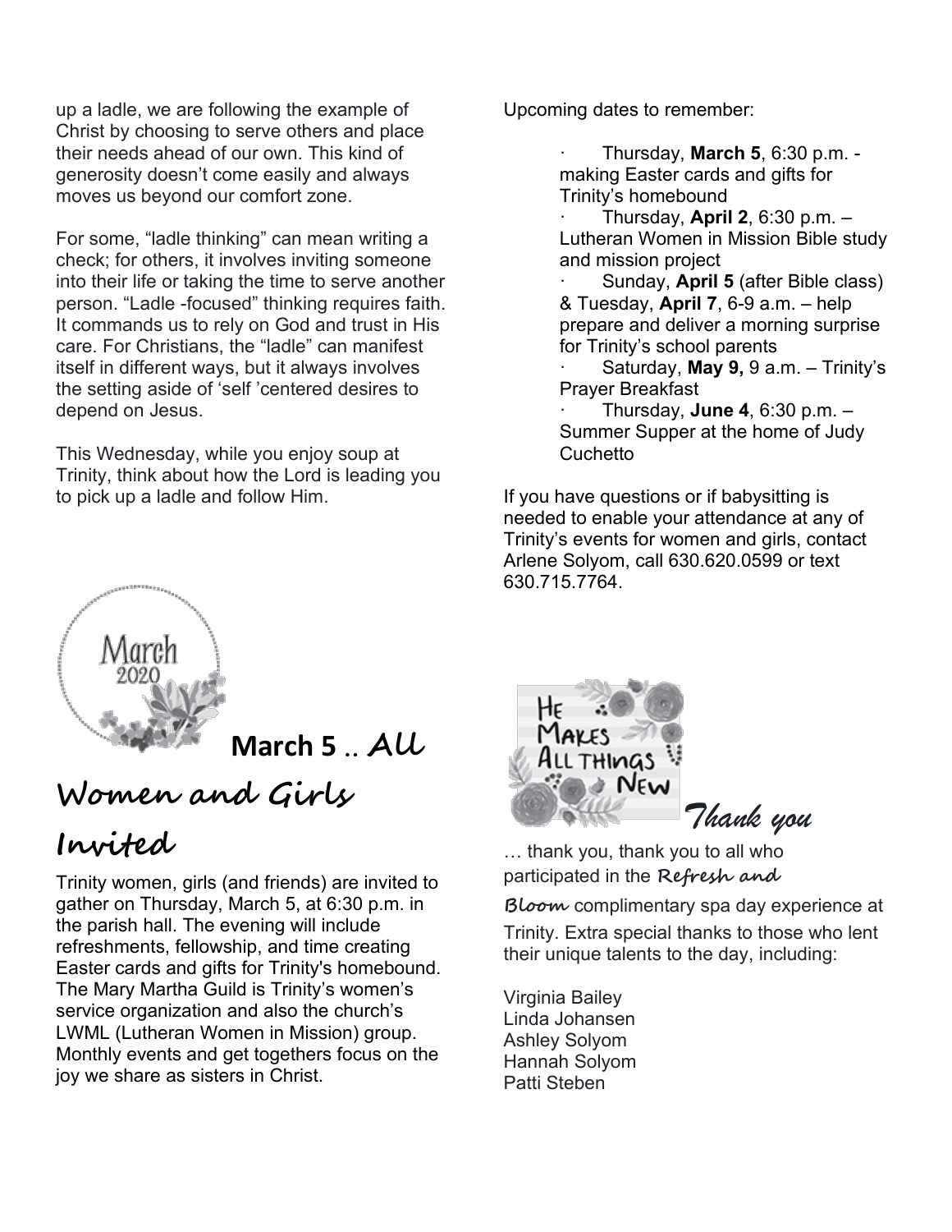up a ladle, we are following the example of Christ by choosing to serve others and place their needs ahead of our own. This kind of generosity doesn't come easily and always moves us beyond our comfort zone.

For some, "ladle thinking" can mean writing a check; for others, it involves inviting someone into their life or taking the time to serve another person. "Ladle -focused" thinking requires faith. It commands us to rely on God and trust in His care. For Christians, the "ladle" can manifest itself in different ways, but it always involves the setting aside of 'self 'centered desires to depend on Jesus.

This Wednesday, while you enjoy soup at Trinity, think about how the Lord is leading you to pick up a ladle and follow Him.

## March 5 .. *All Women and Girls Invited*

Trinity women, girls (and friends) are invited to gather on Thursday, March 5, at 6:30 p.m. in the parish hall. The evening will include refreshments, fellowship, and time creating Easter cards and gifts for Trinity's homebound. The Mary Martha Guild is Trinity's women's service organization and also the church's LWML (Lutheran Women in Mission) group. Monthly events and get togethers focus on the joy we share as sisters in Christ.

Upcoming dates to remember:

- Thursday, **March 5**, 6:30 p.m. - making Easter cards and gifts for Trinity's homebound
- Thursday, **April 2**, 6:30 p.m. – Lutheran Women in Mission Bible study and mission project
- Sunday, **April 5** (after Bible class) & Tuesday, **April 7**, 6-9 a.m. – help prepare and deliver a morning surprise for Trinity's school parents
- Saturday, **May 9,** 9 a.m. – Trinity's Prayer Breakfast
- Thursday, **June 4**, 6:30 p.m. – Summer Supper at the home of Judy Cuchetto

If you have questions or if babysitting is needed to enable your attendance at any of Trinity's events for women and girls, contact Arlene Solyom, call 630.620.0599 or text 630.715.7764.

## *Thank you*

… thank you, thank you to all who participated in the **Refresh and Bloom** complimentary spa day experience at Trinity. Extra special thanks to those who lent their unique talents to the day, including:

Virginia Bailey
Linda Johansen
Ashley Solyom
Hannah Solyom
Patti Steben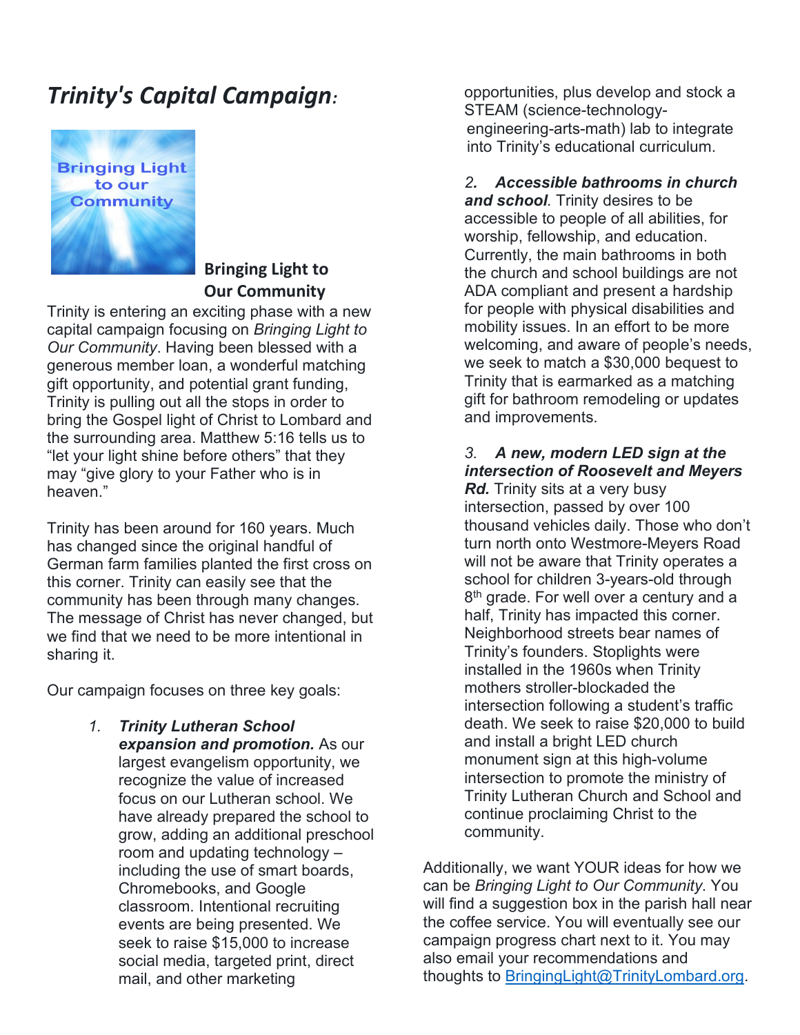# *Trinity's Capital Campaign:*

Bringing Light to our Community

## Bringing Light to Our Community

Trinity is entering an exciting phase with a new capital campaign focusing on *Bringing Light to Our Community*. Having been blessed with a generous member loan, a wonderful matching gift opportunity, and potential grant funding, Trinity is pulling out all the stops in order to bring the Gospel light of Christ to Lombard and the surrounding area. Matthew 5:16 tells us to "let your light shine before others" that they may "give glory to your Father who is in heaven."

Trinity has been around for 160 years. Much has changed since the original handful of German farm families planted the first cross on this corner. Trinity can easily see that the community has been through many changes. The message of Christ has never changed, but we find that we need to be more intentional in sharing it.

Our campaign focuses on three key goals:

1. ***Trinity Lutheran School expansion and promotion.*** As our largest evangelism opportunity, we recognize the value of increased focus on our Lutheran school. We have already prepared the school to grow, adding an additional preschool room and updating technology – including the use of smart boards, Chromebooks, and Google classroom. Intentional recruiting events are being presented. We seek to raise $15,000 to increase social media, targeted print, direct mail, and other marketing opportunities, plus develop and stock a STEAM (science-technology-engineering-arts-math) lab to integrate into Trinity's educational curriculum.

2. ***Accessible bathrooms in church and school***. Trinity desires to be accessible to people of all abilities, for worship, fellowship, and education. Currently, the main bathrooms in both the church and school buildings are not ADA compliant and present a hardship for people with physical disabilities and mobility issues. In an effort to be more welcoming, and aware of people's needs, we seek to match a $30,000 bequest to Trinity that is earmarked as a matching gift for bathroom remodeling or updates and improvements.

3. ***A new, modern LED sign at the intersection of Roosevelt and Meyers Rd.*** Trinity sits at a very busy intersection, passed by over 100 thousand vehicles daily. Those who don't turn north onto Westmore-Meyers Road will not be aware that Trinity operates a school for children 3-years-old through 8th grade. For well over a century and a half, Trinity has impacted this corner. Neighborhood streets bear names of Trinity's founders. Stoplights were installed in the 1960s when Trinity mothers stroller-blockaded the intersection following a student's traffic death. We seek to raise $20,000 to build and install a bright LED church monument sign at this high-volume intersection to promote the ministry of Trinity Lutheran Church and School and continue proclaiming Christ to the community.

Additionally, we want YOUR ideas for how we can be *Bringing Light to Our Community*. You will find a suggestion box in the parish hall near the coffee service. You will eventually see our campaign progress chart next to it. You may also email your recommendations and thoughts to BringingLight@TrinityLombard.org.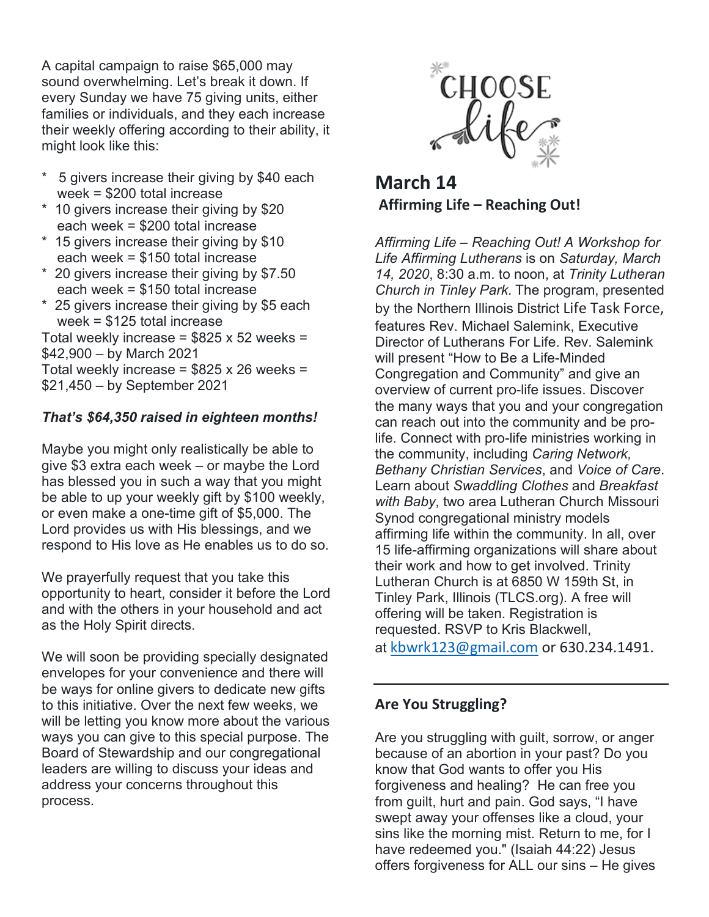A capital campaign to raise $65,000 may sound overwhelming. Let's break it down. If every Sunday we have 75 giving units, either families or individuals, and they each increase their weekly offering according to their ability, it might look like this:

- 5 givers increase their giving by $40 each week = $200 total increase
- 10 givers increase their giving by $20 each week = $200 total increase
- 15 givers increase their giving by $10 each week = $150 total increase
- 20 givers increase their giving by $7.50 each week = $150 total increase
- 25 givers increase their giving by $5 each week = $125 total increase

Total weekly increase = $825 x 52 weeks = $42,900 – by March 2021
Total weekly increase = $825 x 26 weeks = $21,450 – by September 2021

***That's $64,350 raised in eighteen months!***

Maybe you might only realistically be able to give $3 extra each week – or maybe the Lord has blessed you in such a way that you might be able to up your weekly gift by $100 weekly, or even make a one-time gift of $5,000. The Lord provides us with His blessings, and we respond to His love as He enables us to do so.

We prayerfully request that you take this opportunity to heart, consider it before the Lord and with the others in your household and act as the Holy Spirit directs.

We will soon be providing specially designated envelopes for your convenience and there will be ways for online givers to dedicate new gifts to this initiative. Over the next few weeks, we will be letting you know more about the various ways you can give to this special purpose. The Board of Stewardship and our congregational leaders are willing to discuss your ideas and address your concerns throughout this process.

CHOOSE life

## March 14

### Affirming Life – Reaching Out!

*Affirming Life – Reaching Out! A Workshop for Life Affirming Lutherans* is on *Saturday, March 14, 2020*, 8:30 a.m. to noon, at *Trinity Lutheran Church in Tinley Park*. The program, presented by the Northern Illinois District Life Task Force, features Rev. Michael Salemink, Executive Director of Lutherans For Life. Rev. Salemink will present "How to Be a Life-Minded Congregation and Community" and give an overview of current pro-life issues. Discover the many ways that you and your congregation can reach out into the community and be pro-life. Connect with pro-life ministries working in the community, including *Caring Network, Bethany Christian Services*, and *Voice of Care*. Learn about *Swaddling Clothes* and *Breakfast with Baby*, two area Lutheran Church Missouri Synod congregational ministry models affirming life within the community. In all, over 15 life-affirming organizations will share about their work and how to get involved. Trinity Lutheran Church is at 6850 W 159th St, in Tinley Park, Illinois (TLCS.org). A free will offering will be taken. Registration is requested. RSVP to Kris Blackwell, at kbwrk123@gmail.com or 630.234.1491.

---

### Are You Struggling?

Are you struggling with guilt, sorrow, or anger because of an abortion in your past? Do you know that God wants to offer you His forgiveness and healing? He can free you from guilt, hurt and pain. God says, "I have swept away your offenses like a cloud, your sins like the morning mist. Return to me, for I have redeemed you." (Isaiah 44:22) Jesus offers forgiveness for ALL our sins – He gives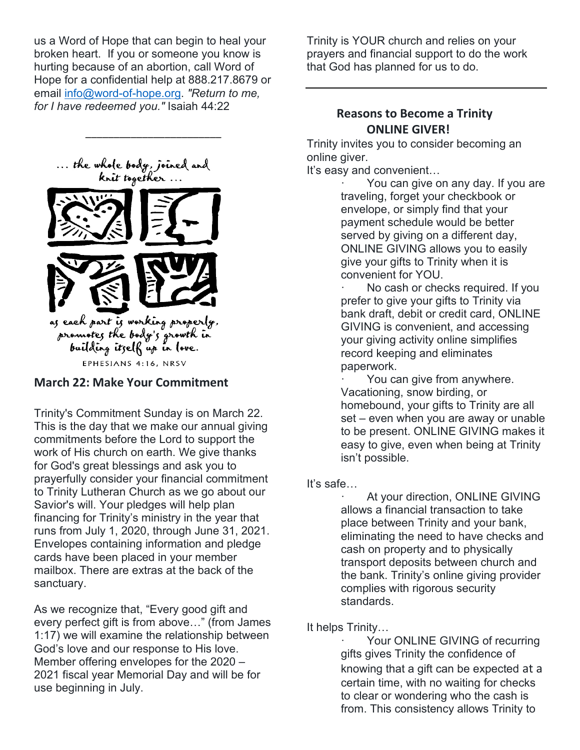us a Word of Hope that can begin to heal your broken heart. If you or someone you know is hurting because of an abortion, call Word of Hope for a confidential help at 888.217.8679 or email [info@word-of-hope.org](mailto:info@word-of-hope.org). *"Return to me, for I have redeemed you."* Isaiah 44:22

______________________

... the whole body, joined and knit together ...

as each part is working properly, promotes the body's growth in building itself up in love.

EPHESIANS 4:16, NRSV

## March 22: Make Your Commitment

Trinity's Commitment Sunday is on March 22. This is the day that we make our annual giving commitments before the Lord to support the work of His church on earth. We give thanks for God's great blessings and ask you to prayerfully consider your financial commitment to Trinity Lutheran Church as we go about our Savior's will. Your pledges will help plan financing for Trinity's ministry in the year that runs from July 1, 2020, through June 31, 2021. Envelopes containing information and pledge cards have been placed in your member mailbox. There are extras at the back of the sanctuary.

As we recognize that, "Every good gift and every perfect gift is from above…" (from James 1:17) we will examine the relationship between God's love and our response to His love. Member offering envelopes for the 2020 – 2021 fiscal year Memorial Day and will be for use beginning in July.

Trinity is YOUR church and relies on your prayers and financial support to do the work that God has planned for us to do.

---

## Reasons to Become a Trinity ONLINE GIVER!

Trinity invites you to consider becoming an online giver.

It's easy and convenient…

- You can give on any day. If you are traveling, forget your checkbook or envelope, or simply find that your payment schedule would be better served by giving on a different day, ONLINE GIVING allows you to easily give your gifts to Trinity when it is convenient for YOU.
- No cash or checks required. If you prefer to give your gifts to Trinity via bank draft, debit or credit card, ONLINE GIVING is convenient, and accessing your giving activity online simplifies record keeping and eliminates paperwork.
- You can give from anywhere. Vacationing, snow birding, or homebound, your gifts to Trinity are all set – even when you are away or unable to be present. ONLINE GIVING makes it easy to give, even when being at Trinity isn't possible.

It's safe…

- At your direction, ONLINE GIVING allows a financial transaction to take place between Trinity and your bank, eliminating the need to have checks and cash on property and to physically transport deposits between church and the bank. Trinity's online giving provider complies with rigorous security standards.

It helps Trinity…

- Your ONLINE GIVING of recurring gifts gives Trinity the confidence of knowing that a gift can be expected at a certain time, with no waiting for checks to clear or wondering who the cash is from. This consistency allows Trinity to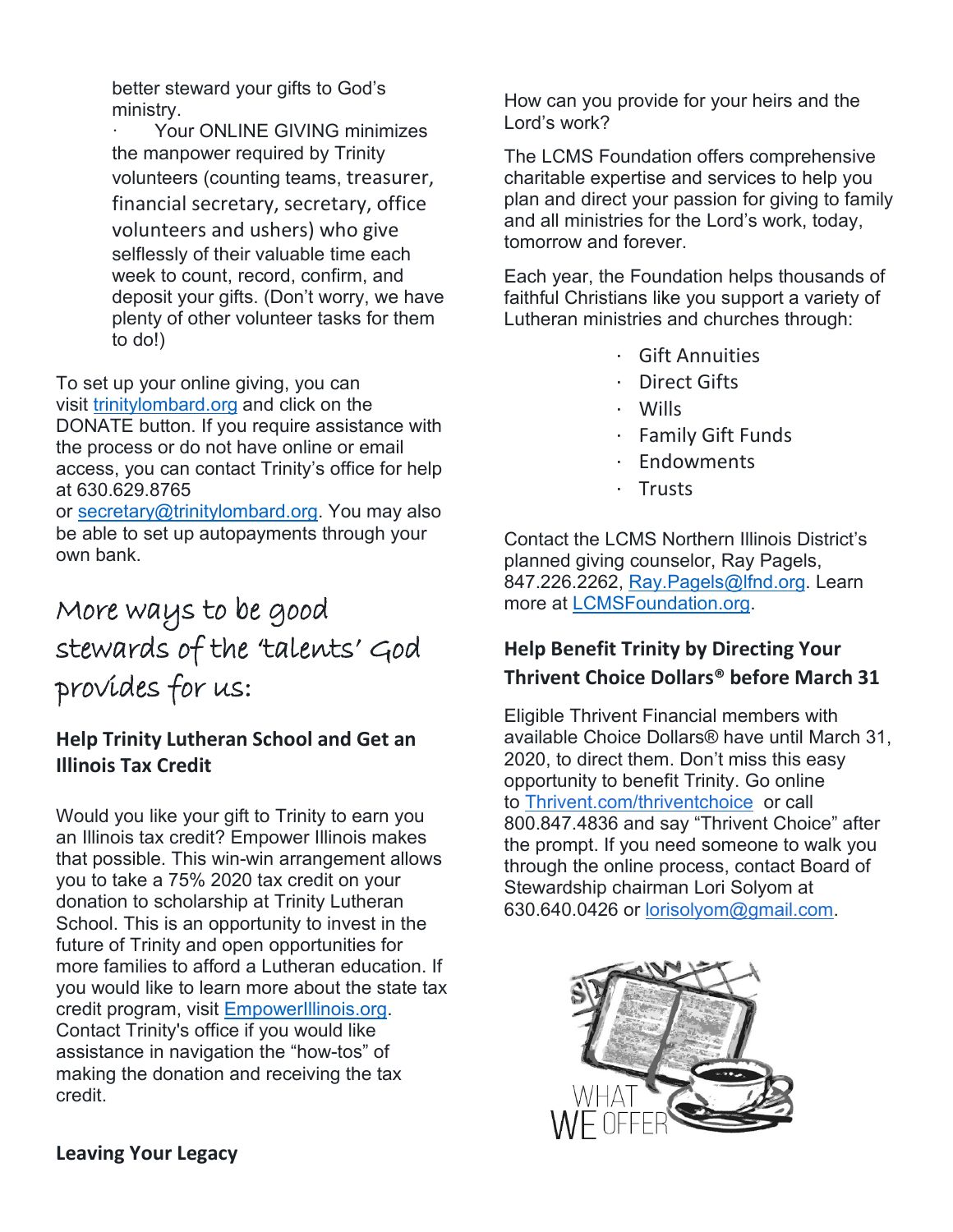better steward your gifts to God's ministry.

- Your ONLINE GIVING minimizes the manpower required by Trinity volunteers (counting teams, treasurer, financial secretary, secretary, office volunteers and ushers) who give selflessly of their valuable time each week to count, record, confirm, and deposit your gifts. (Don't worry, we have plenty of other volunteer tasks for them to do!)

To set up your online giving, you can visit trinitylombard.org and click on the DONATE button. If you require assistance with the process or do not have online or email access, you can contact Trinity's office for help at 630.629.8765 or secretary@trinitylombard.org. You may also be able to set up autopayments through your own bank.

# More ways to be good stewards of the 'talents' God provides for us:

### Help Trinity Lutheran School and Get an Illinois Tax Credit

Would you like your gift to Trinity to earn you an Illinois tax credit? Empower Illinois makes that possible. This win-win arrangement allows you to take a 75% 2020 tax credit on your donation to scholarship at Trinity Lutheran School. This is an opportunity to invest in the future of Trinity and open opportunities for more families to afford a Lutheran education. If you would like to learn more about the state tax credit program, visit EmpowerIllinois.org. Contact Trinity's office if you would like assistance in navigation the "how-tos" of making the donation and receiving the tax credit.

### Leaving Your Legacy

How can you provide for your heirs and the Lord's work?

The LCMS Foundation offers comprehensive charitable expertise and services to help you plan and direct your passion for giving to family and all ministries for the Lord's work, today, tomorrow and forever.

Each year, the Foundation helps thousands of faithful Christians like you support a variety of Lutheran ministries and churches through:

- Gift Annuities
- Direct Gifts
- Wills
- Family Gift Funds
- Endowments
- Trusts

Contact the LCMS Northern Illinois District's planned giving counselor, Ray Pagels, 847.226.2262, Ray.Pagels@lfnd.org. Learn more at LCMSFoundation.org.

### Help Benefit Trinity by Directing Your Thrivent Choice Dollars® before March 31

Eligible Thrivent Financial members with available Choice Dollars® have until March 31, 2020, to direct them. Don't miss this easy opportunity to benefit Trinity. Go online to Thrivent.com/thriventchoice or call 800.847.4836 and say "Thrivent Choice" after the prompt. If you need someone to walk you through the online process, contact Board of Stewardship chairman Lori Solyom at 630.640.0426 or lorisolyom@gmail.com.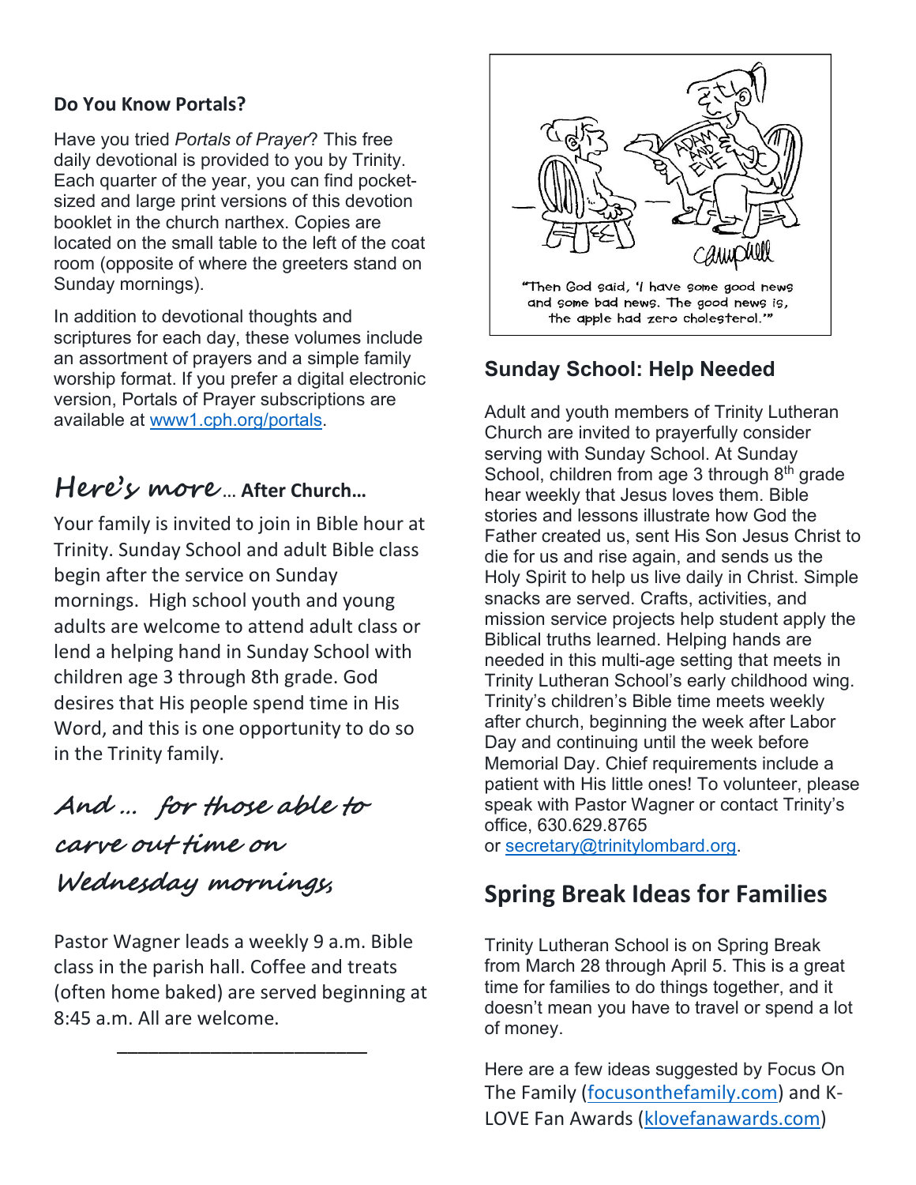**Do You Know Portals?**

Have you tried *Portals of Prayer*? This free daily devotional is provided to you by Trinity. Each quarter of the year, you can find pocket-sized and large print versions of this devotion booklet in the church narthex. Copies are located on the small table to the left of the coat room (opposite of where the greeters stand on Sunday mornings).

In addition to devotional thoughts and scriptures for each day, these volumes include an assortment of prayers and a simple family worship format. If you prefer a digital electronic version, Portals of Prayer subscriptions are available at www1.cph.org/portals.

## *Here's more*… After Church…

Your family is invited to join in Bible hour at Trinity. Sunday School and adult Bible class begin after the service on Sunday mornings. High school youth and young adults are welcome to attend adult class or lend a helping hand in Sunday School with children age 3 through 8th grade. God desires that His people spend time in His Word, and this is one opportunity to do so in the Trinity family.

## *And … for those able to carve out time on Wednesday mornings,*

Pastor Wagner leads a weekly 9 a.m. Bible class in the parish hall. Coffee and treats (often home baked) are served beginning at 8:45 a.m. All are welcome.

---

"Then God said, 'I have some good news and some bad news. The good news is, the apple had zero cholesterol.'"

## Sunday School: Help Needed

Adult and youth members of Trinity Lutheran Church are invited to prayerfully consider serving with Sunday School. At Sunday School, children from age 3 through 8th grade hear weekly that Jesus loves them. Bible stories and lessons illustrate how God the Father created us, sent His Son Jesus Christ to die for us and rise again, and sends us the Holy Spirit to help us live daily in Christ. Simple snacks are served. Crafts, activities, and mission service projects help student apply the Biblical truths learned. Helping hands are needed in this multi-age setting that meets in Trinity Lutheran School's early childhood wing. Trinity's children's Bible time meets weekly after church, beginning the week after Labor Day and continuing until the week before Memorial Day. Chief requirements include a patient with His little ones! To volunteer, please speak with Pastor Wagner or contact Trinity's office, 630.629.8765 or secretary@trinitylombard.org.

## Spring Break Ideas for Families

Trinity Lutheran School is on Spring Break from March 28 through April 5. This is a great time for families to do things together, and it doesn't mean you have to travel or spend a lot of money.

Here are a few ideas suggested by Focus On The Family (focusonthefamily.com) and K-LOVE Fan Awards (klovefanawards.com)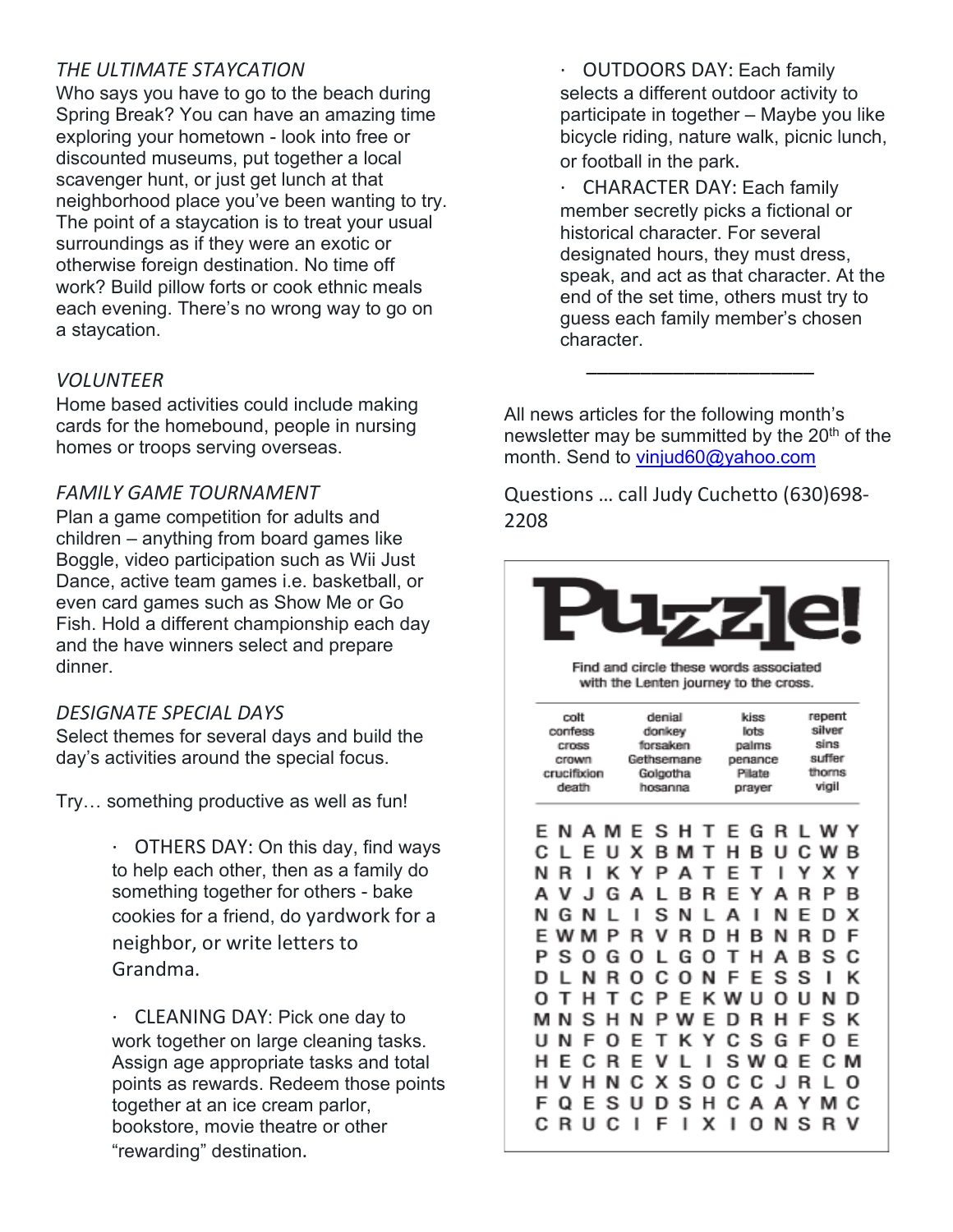*THE ULTIMATE STAYCATION*

Who says you have to go to the beach during Spring Break? You can have an amazing time exploring your hometown - look into free or discounted museums, put together a local scavenger hunt, or just get lunch at that neighborhood place you've been wanting to try. The point of a staycation is to treat your usual surroundings as if they were an exotic or otherwise foreign destination. No time off work? Build pillow forts or cook ethnic meals each evening. There's no wrong way to go on a staycation.

*VOLUNTEER*

Home based activities could include making cards for the homebound, people in nursing homes or troops serving overseas.

*FAMILY GAME TOURNAMENT*

Plan a game competition for adults and children – anything from board games like Boggle, video participation such as Wii Just Dance, active team games i.e. basketball, or even card games such as Show Me or Go Fish. Hold a different championship each day and the have winners select and prepare dinner.

*DESIGNATE SPECIAL DAYS*

Select themes for several days and build the day's activities around the special focus.

Try… something productive as well as fun!

- OTHERS DAY: On this day, find ways to help each other, then as a family do something together for others - bake cookies for a friend, do yardwork for a neighbor, or write letters to Grandma.

- CLEANING DAY: Pick one day to work together on large cleaning tasks. Assign age appropriate tasks and total points as rewards. Redeem those points together at an ice cream parlor, bookstore, movie theatre or other "rewarding" destination.

- OUTDOORS DAY: Each family selects a different outdoor activity to participate in together – Maybe you like bicycle riding, nature walk, picnic lunch, or football in the park.

- CHARACTER DAY: Each family member secretly picks a fictional or historical character. For several designated hours, they must dress, speak, and act as that character. At the end of the set time, others must try to guess each family member's chosen character.

---

All news articles for the following month's newsletter may be summitted by the 20th of the month. Send to vinjud60@yahoo.com

Questions … call Judy Cuchetto (630)698-2208

# Puzzle!

Find and circle these words associated with the Lenten journey to the cross.

| | | | |
|---|---|---|---|
| colt | denial | kiss | repent |
| confess | donkey | lots | silver |
| cross | forsaken | palms | sins |
| crown | Gethsemane | penance | suffer |
| crucifixion | Golgotha | Pilate | thorns |
| death | hosanna | prayer | vigil |

```
E N A M E S H T E G R L W Y
C L E U X B M T H B U C W B
N R I K Y P A T E T I Y X Y
A V J G A L B R E Y A R P B
N G N L I S N L A I N E D X
E W M P R V R D H B N R D F
P S O G O L G O T H A B S C
D L N R O C O N F E S S I K
O T H T C P E K W U O U N D
M N S H N P W E D R H F S K
U N F O E T K Y C S G F O E
H E C R E V L I S W Q E C M
H V H N C X S O C C J R L O
F Q E S U D S H C A A Y M C
C R U C I F I X I O N S R V
```